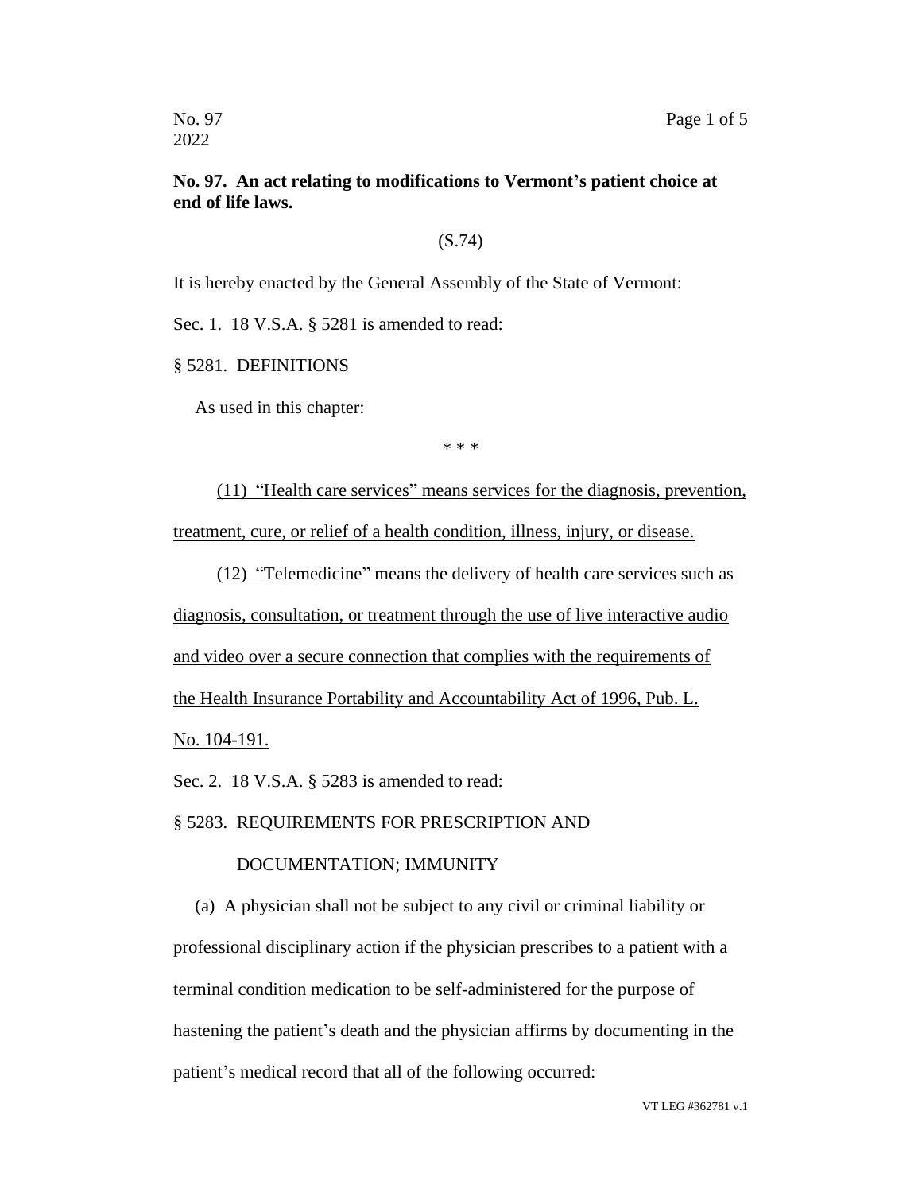**No. 97. An act relating to modifications to Vermont's patient choice at end of life laws.**

(S.74)

It is hereby enacted by the General Assembly of the State of Vermont:

Sec. 1. 18 V.S.A. § 5281 is amended to read:

§ 5281. DEFINITIONS

As used in this chapter:

\* \* \*

<u>(11) "Health care services" means services for the diagnosis, prevention, treatment, cure, or relief of a health condition, illness, injury, or disease.</u>

<u>(12) "Telemedicine" means the delivery of health care services such as diagnosis, consultation, or treatment through the use of live interactive audio and video over a secure connection that complies with the requirements of the Health Insurance Portability and Accountability Act of 1996, Pub. L. No. 104-191.</u>

Sec. 2. 18 V.S.A. § 5283 is amended to read:

§ 5283. REQUIREMENTS FOR PRESCRIPTION AND DOCUMENTATION; IMMUNITY

(a) A physician shall not be subject to any civil or criminal liability or professional disciplinary action if the physician prescribes to a patient with a terminal condition medication to be self-administered for the purpose of hastening the patient's death and the physician affirms by documenting in the patient's medical record that all of the following occurred: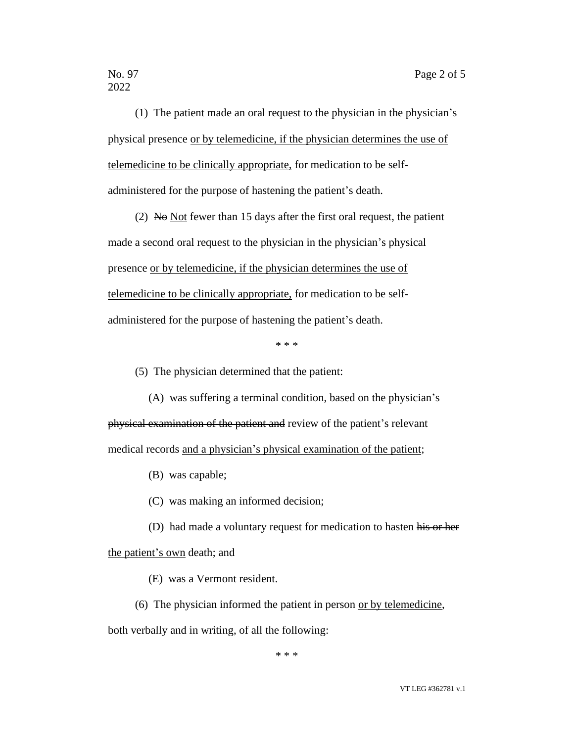(1) The patient made an oral request to the physician in the physician's physical presence <u>or by telemedicine, if the physician determines the use of telemedicine to be clinically appropriate,</u> for medication to be self-administered for the purpose of hastening the patient's death.

(2) ~~No~~ <u>Not</u> fewer than 15 days after the first oral request, the patient made a second oral request to the physician in the physician's physical presence <u>or by telemedicine, if the physician determines the use of telemedicine to be clinically appropriate,</u> for medication to be self-administered for the purpose of hastening the patient's death.

\* \* \*

(5) The physician determined that the patient:

(A) was suffering a terminal condition, based on the physician's ~~physical examination of the patient and~~ review of the patient's relevant medical records <u>and a physician's physical examination of the patient</u>;

(B) was capable;

(C) was making an informed decision;

(D) had made a voluntary request for medication to hasten ~~his or her~~ <u>the patient's own</u> death; and

(E) was a Vermont resident.

(6) The physician informed the patient in person <u>or by telemedicine</u>, both verbally and in writing, of all the following:

\* \* \*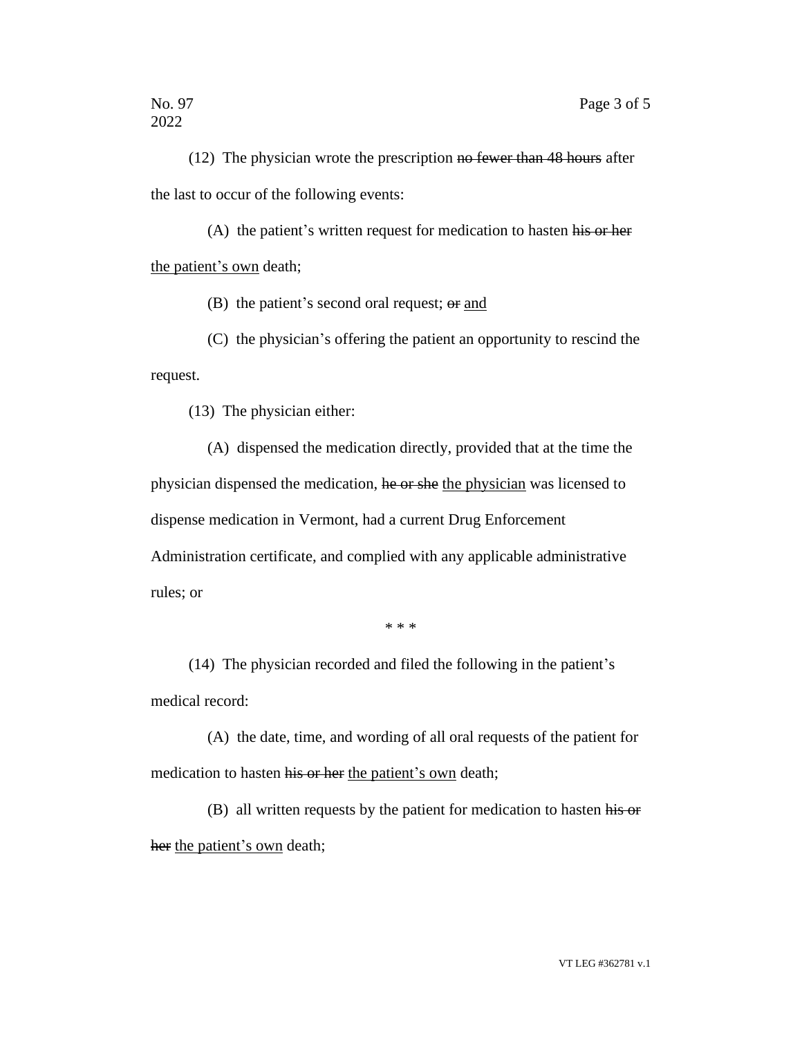(12) The physician wrote the prescription ~~no fewer than 48 hours~~ after the last to occur of the following events:

(A) the patient's written request for medication to hasten ~~his or her~~ <u>the patient's own</u> death;

(B) the patient's second oral request; ~~or~~ <u>and</u>

(C) the physician's offering the patient an opportunity to rescind the request.

(13) The physician either:

(A) dispensed the medication directly, provided that at the time the physician dispensed the medication, ~~he or she~~ <u>the physician</u> was licensed to dispense medication in Vermont, had a current Drug Enforcement Administration certificate, and complied with any applicable administrative rules; or

\* \* \*

(14) The physician recorded and filed the following in the patient's medical record:

(A) the date, time, and wording of all oral requests of the patient for medication to hasten ~~his or her~~ <u>the patient's own</u> death;

(B) all written requests by the patient for medication to hasten ~~his or her~~ <u>the patient's own</u> death;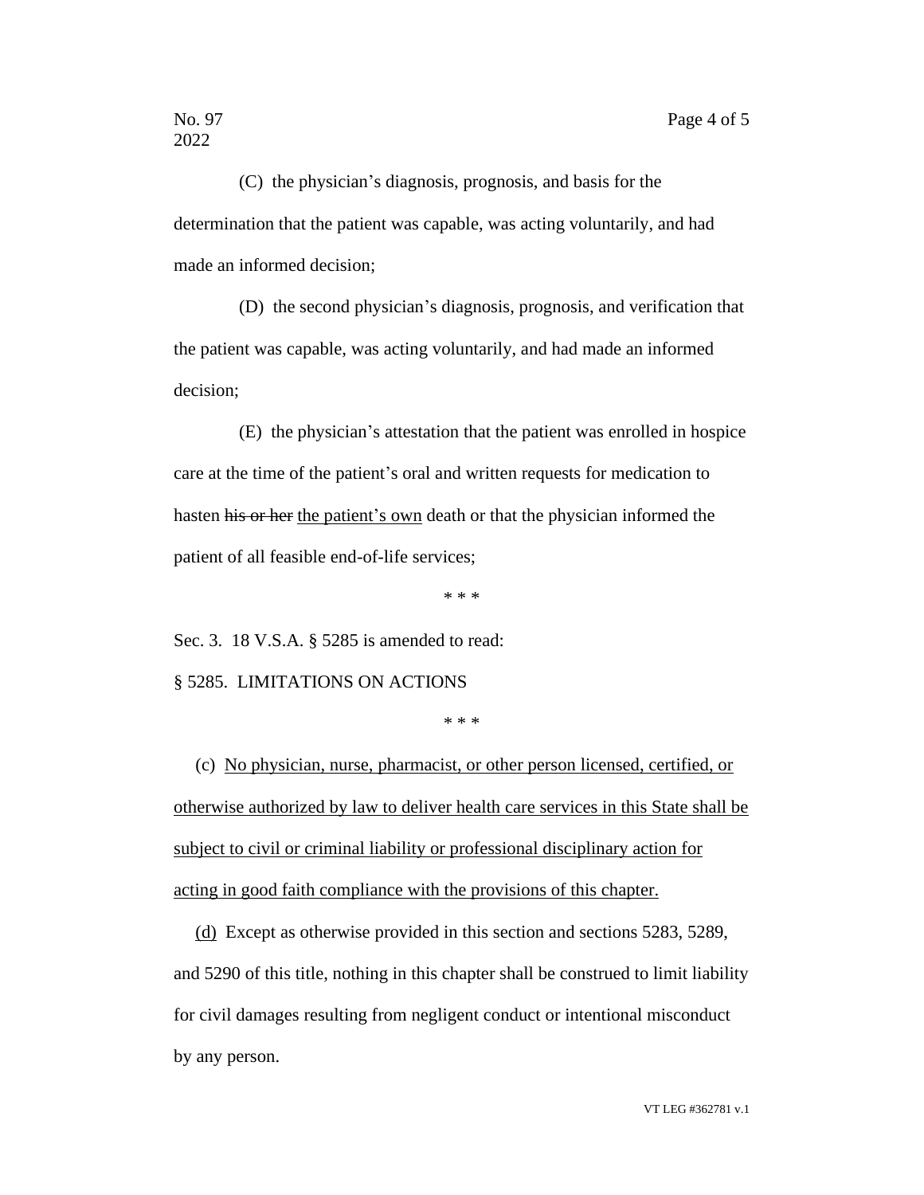(C) the physician's diagnosis, prognosis, and basis for the determination that the patient was capable, was acting voluntarily, and had made an informed decision;

(D) the second physician's diagnosis, prognosis, and verification that the patient was capable, was acting voluntarily, and had made an informed decision;

(E) the physician's attestation that the patient was enrolled in hospice care at the time of the patient's oral and written requests for medication to hasten ~~his or her~~ <u>the patient's own</u> death or that the physician informed the patient of all feasible end-of-life services;

\* \* \*

Sec. 3. 18 V.S.A. § 5285 is amended to read:

§ 5285. LIMITATIONS ON ACTIONS

\* \* \*

(c) <u>No physician, nurse, pharmacist, or other person licensed, certified, or otherwise authorized by law to deliver health care services in this State shall be subject to civil or criminal liability or professional disciplinary action for acting in good faith compliance with the provisions of this chapter.</u>

<u>(d)</u> Except as otherwise provided in this section and sections 5283, 5289, and 5290 of this title, nothing in this chapter shall be construed to limit liability for civil damages resulting from negligent conduct or intentional misconduct by any person.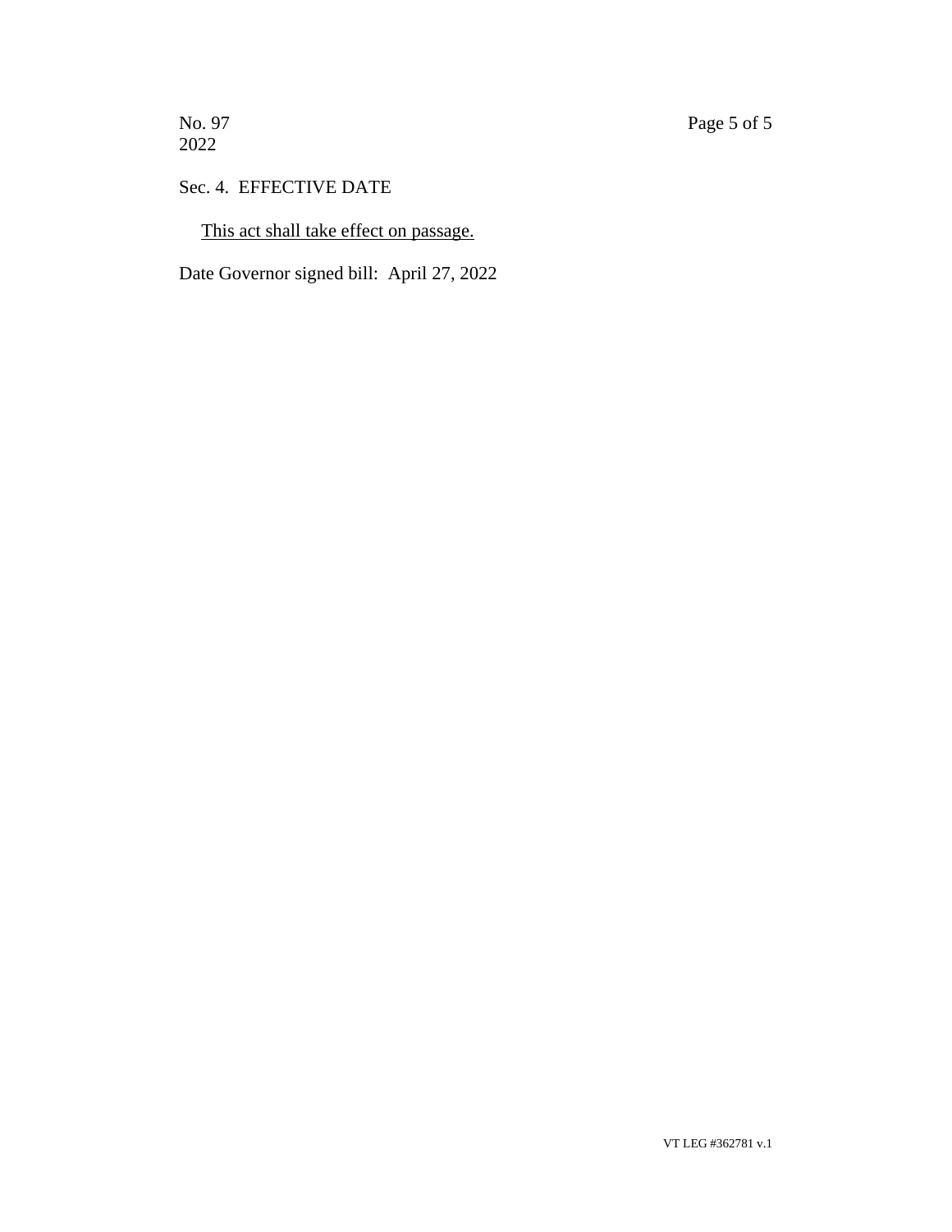Sec. 4. EFFECTIVE DATE

This act shall take effect on passage.

Date Governor signed bill: April 27, 2022